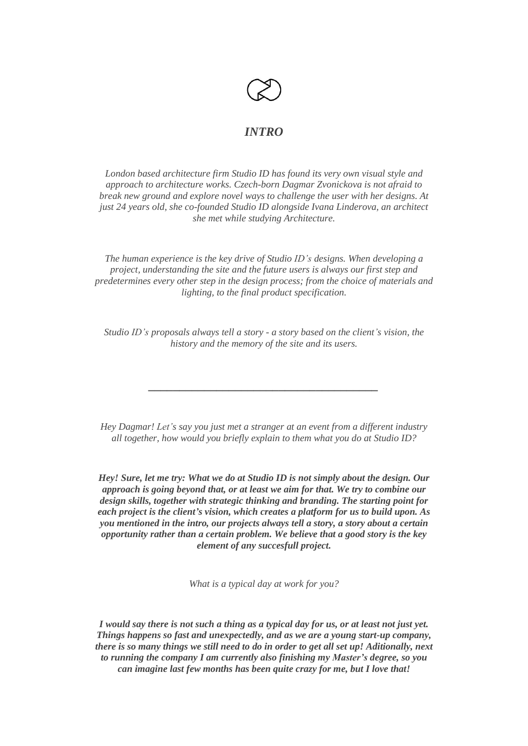# *INTRO*

*London based architecture firm Studio ID has found its very own visual style and approach to architecture works. Czech-born Dagmar Zvonickova is not afraid to break new ground and explore novel ways to challenge the user with her designs. At just 24 years old, she co-founded Studio ID alongside Ivana Linderova, an architect she met while studying Architecture.*

*The human experience is the key drive of Studio ID's designs. When developing a project, understanding the site and the future users is always our first step and predetermines every other step in the design process; from the choice of materials and lighting, to the final product specification.*

*Studio ID's proposals always tell a story - a story based on the client's vision, the history and the memory of the site and its users.*

---

*Hey Dagmar! Let's say you just met a stranger at an event from a different industry all together, how would you briefly explain to them what you do at Studio ID?*

***Hey! Sure, let me try: What we do at Studio ID is not simply about the design. Our approach is going beyond that, or at least we aim for that. We try to combine our design skills, together with strategic thinking and branding. The starting point for each project is the client's vision, which creates a platform for us to build upon. As you mentioned in the intro, our projects always tell a story, a story about a certain opportunity rather than a certain problem. We believe that a good story is the key element of any succesfull project.***

*What is a typical day at work for you?*

***I would say there is not such a thing as a typical day for us, or at least not just yet. Things happens so fast and unexpectedly, and as we are a young start-up company, there is so many things we still need to do in order to get all set up! Aditionally, next to running the company I am currently also finishing my Master's degree, so you can imagine last few months has been quite crazy for me, but I love that!***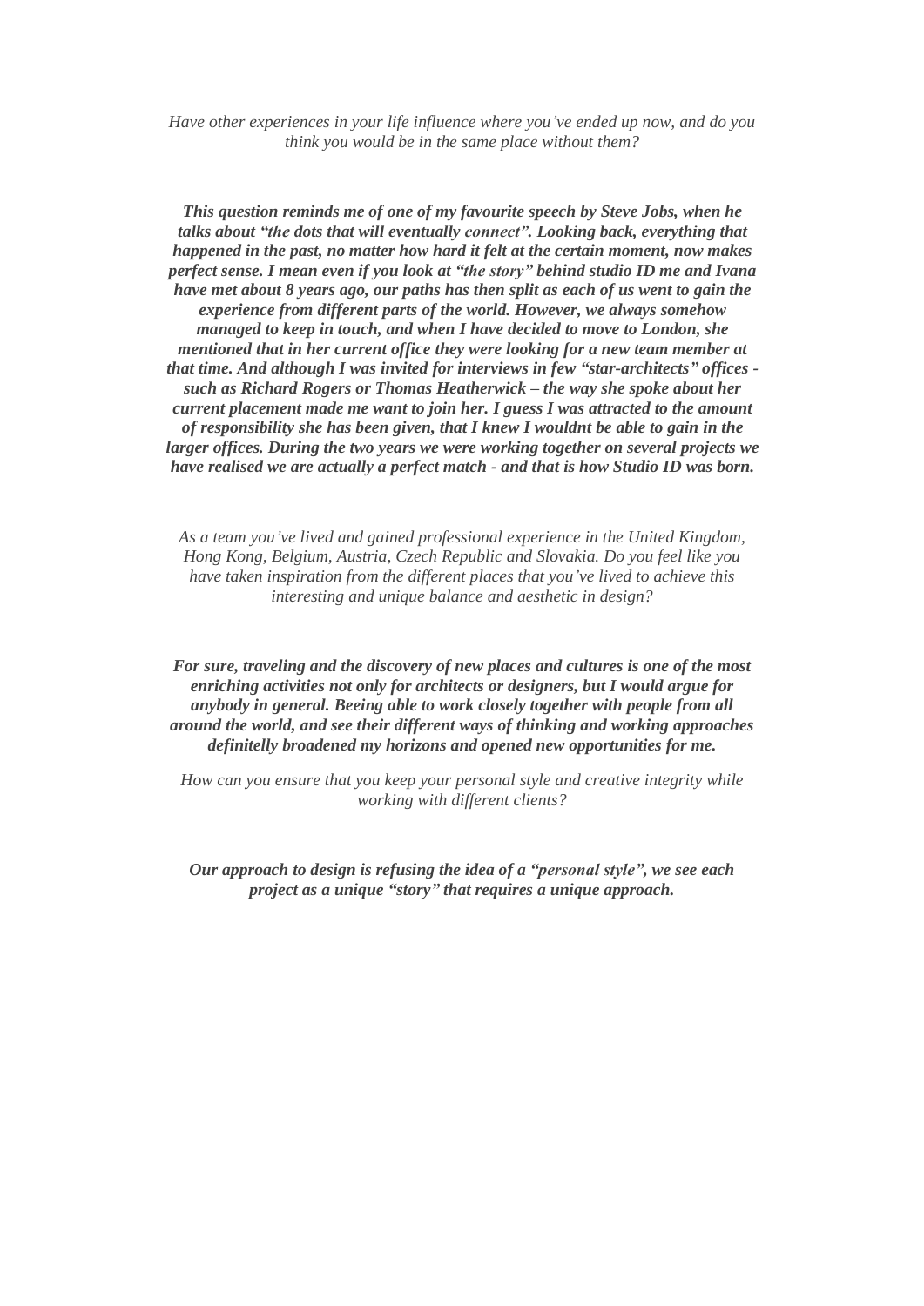*Have other experiences in your life influence where you've ended up now, and do you think you would be in the same place without them?*

***This question reminds me of one of my favourite speech by Steve Jobs, when he talks about "the dots that will eventually connect". Looking back, everything that happened in the past, no matter how hard it felt at the certain moment, now makes perfect sense. I mean even if you look at "the story" behind studio ID me and Ivana have met about 8 years ago, our paths has then split as each of us went to gain the experience from different parts of the world. However, we always somehow managed to keep in touch, and when I have decided to move to London, she mentioned that in her current office they were looking for a new team member at that time. And although I was invited for interviews in few "star-architects" offices - such as Richard Rogers or Thomas Heatherwick – the way she spoke about her current placement made me want to join her. I guess I was attracted to the amount of responsibility she has been given, that I knew I wouldnt be able to gain in the larger offices. During the two years we were working together on several projects we have realised we are actually a perfect match - and that is how Studio ID was born.***

*As a team you've lived and gained professional experience in the United Kingdom, Hong Kong, Belgium, Austria, Czech Republic and Slovakia. Do you feel like you have taken inspiration from the different places that you've lived to achieve this interesting and unique balance and aesthetic in design?*

***For sure, traveling and the discovery of new places and cultures is one of the most enriching activities not only for architects or designers, but I would argue for anybody in general. Beeing able to work closely together with people from all around the world, and see their different ways of thinking and working approaches definitelly broadened my horizons and opened new opportunities for me.***

*How can you ensure that you keep your personal style and creative integrity while working with different clients?*

***Our approach to design is refusing the idea of a "personal style", we see each project as a unique "story" that requires a unique approach.***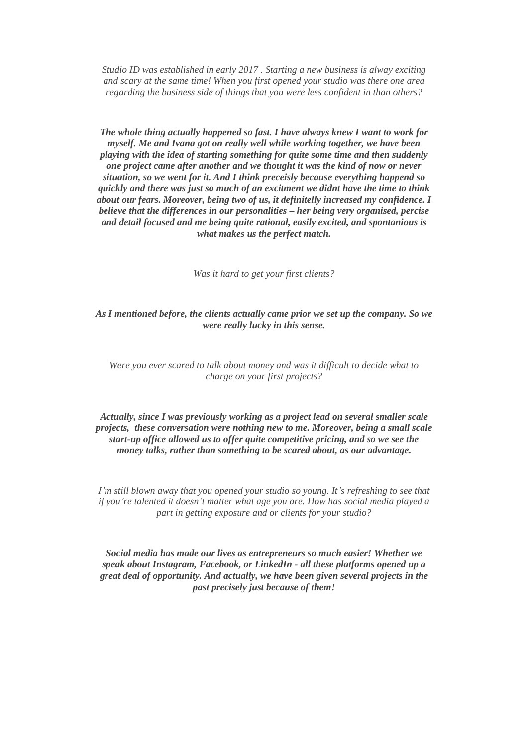*Studio ID was established in early 2017 . Starting a new business is alway exciting and scary at the same time! When you first opened your studio was there one area regarding the business side of things that you were less confident in than others?*

***The whole thing actually happened so fast. I have always knew I want to work for myself. Me and Ivana got on really well while working together, we have been playing with the idea of starting something for quite some time and then suddenly one project came after another and we thought it was the kind of now or never situation, so we went for it. And I think preceisly because everything happend so quickly and there was just so much of an excitment we didnt have the time to think about our fears. Moreover, being two of us, it definitelly increased my confidence. I believe that the differences in our personalities – her being very organised, percise and detail focused and me being quite rational, easily excited, and spontanious is what makes us the perfect match.***

*Was it hard to get your first clients?*

***As I mentioned before, the clients actually came prior we set up the company. So we were really lucky in this sense.***

*Were you ever scared to talk about money and was it difficult to decide what to charge on your first projects?*

***Actually, since I was previously working as a project lead on several smaller scale projects, these conversation were nothing new to me. Moreover, being a small scale start-up office allowed us to offer quite competitive pricing, and so we see the money talks, rather than something to be scared about, as our advantage.***

*I'm still blown away that you opened your studio so young. It's refreshing to see that if you're talented it doesn't matter what age you are. How has social media played a part in getting exposure and or clients for your studio?*

***Social media has made our lives as entrepreneurs so much easier! Whether we speak about Instagram, Facebook, or LinkedIn - all these platforms opened up a great deal of opportunity. And actually, we have been given several projects in the past precisely just because of them!***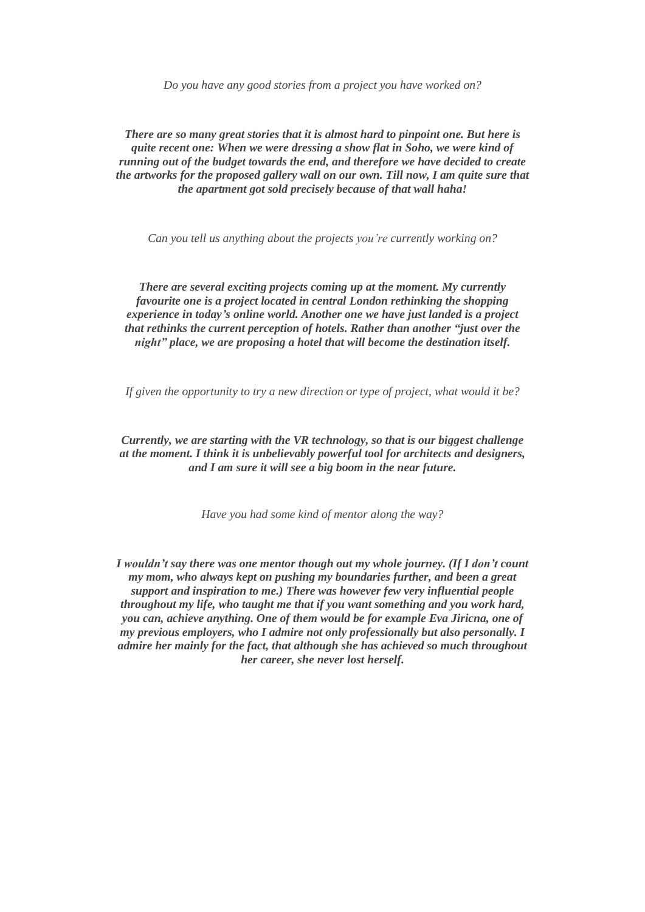*Do you have any good stories from a project you have worked on?*

***There are so many great stories that it is almost hard to pinpoint one. But here is quite recent one: When we were dressing a show flat in Soho, we were kind of running out of the budget towards the end, and therefore we have decided to create the artworks for the proposed gallery wall on our own. Till now, I am quite sure that the apartment got sold precisely because of that wall haha!***

*Can you tell us anything about the projects you're currently working on?*

***There are several exciting projects coming up at the moment. My currently favourite one is a project located in central London rethinking the shopping experience in today's online world. Another one we have just landed is a project that rethinks the current perception of hotels. Rather than another "just over the night" place, we are proposing a hotel that will become the destination itself.***

*If given the opportunity to try a new direction or type of project, what would it be?*

***Currently, we are starting with the VR technology, so that is our biggest challenge at the moment. I think it is unbelievably powerful tool for architects and designers, and I am sure it will see a big boom in the near future.***

*Have you had some kind of mentor along the way?*

***I wouldn't say there was one mentor though out my whole journey. (If I don't count my mom, who always kept on pushing my boundaries further, and been a great support and inspiration to me.) There was however few very influential people throughout my life, who taught me that if you want something and you work hard, you can, achieve anything. One of them would be for example Eva Jiricna, one of my previous employers, who I admire not only professionally but also personally. I admire her mainly for the fact, that although she has achieved so much throughout her career, she never lost herself.***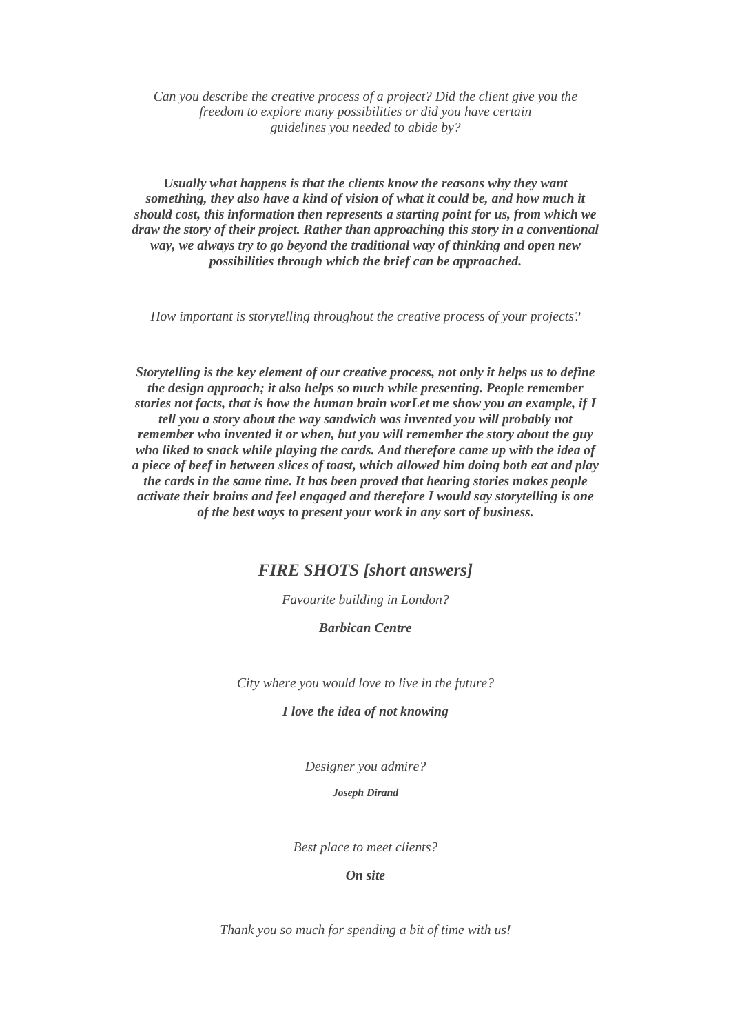*Can you describe the creative process of a project? Did the client give you the freedom to explore many possibilities or did you have certain guidelines you needed to abide by?*

***Usually what happens is that the clients know the reasons why they want something, they also have a kind of vision of what it could be, and how much it should cost, this information then represents a starting point for us, from which we draw the story of their project. Rather than approaching this story in a conventional way, we always try to go beyond the traditional way of thinking and open new possibilities through which the brief can be approached.***

*How important is storytelling throughout the creative process of your projects?*

***Storytelling is the key element of our creative process, not only it helps us to define the design approach; it also helps so much while presenting. People remember stories not facts, that is how the human brain worLet me show you an example, if I tell you a story about the way sandwich was invented you will probably not remember who invented it or when, but you will remember the story about the guy who liked to snack while playing the cards. And therefore came up with the idea of a piece of beef in between slices of toast, which allowed him doing both eat and play the cards in the same time. It has been proved that hearing stories makes people activate their brains and feel engaged and therefore I would say storytelling is one of the best ways to present your work in any sort of business.***

## *FIRE SHOTS [short answers]*

*Favourite building in London?*

***Barbican Centre***

*City where you would love to live in the future?*

***I love the idea of not knowing***

*Designer you admire?*

***Joseph Dirand***

*Best place to meet clients?*

***On site***

*Thank you so much for spending a bit of time with us!*